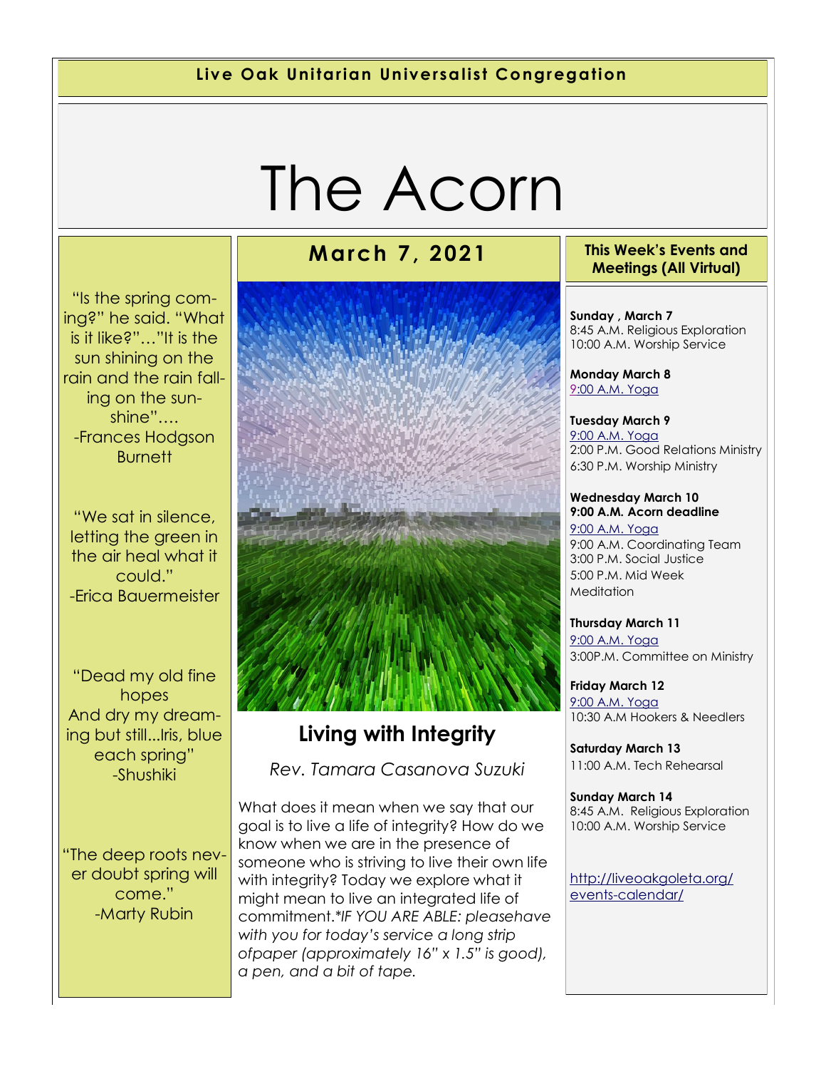**Live Oak Unitarian Universalist Congregation**

# The Acorn

## March 7, 2021

## Living with Integrity

*Rev. Tamara Casanova Suzuki*

What does it mean when we say that our goal is to live a life of integrity? How do we know when we are in the presence of someone who is striving to live their own life with integrity? Today we explore what it might mean to live an integrated life of commitment.**IF YOU ARE ABLE: pleasehave with you for today's service a long strip ofpaper (approximately 16" x 1.5" is good), a pen, and a bit of tape.*

"Is the spring coming?" he said. "What is it like?"…"It is the sun shining on the rain and the rain falling on the sunshine"….
-Frances Hodgson Burnett

"We sat in silence, letting the green in the air heal what it could."
-Erica Bauermeister

"Dead my old fine hopes
And dry my dreaming but still...Iris, blue each spring"
-Shushiki

"The deep roots never doubt spring will come."
-Marty Rubin

### This Week's Events and Meetings (All Virtual)

**Sunday , March 7**
8:45 A.M. Religious Exploration
10:00 A.M. Worship Service

**Monday March 8**
9:00 A.M. Yoga

**Tuesday March 9**
9:00 A.M. Yoga
2:00 P.M. Good Relations Ministry
6:30 P.M. Worship Ministry

**Wednesday March 10**
**9:00 A.M. Acorn deadline**
9:00 A.M. Yoga
9:00 A.M. Coordinating Team
3:00 P.M. Social Justice
5:00 P.M. Mid Week Meditation

**Thursday March 11**
9:00 A.M. Yoga
3:00P.M. Committee on Ministry

**Friday March 12**
9:00 A.M. Yoga
10:30 A.M Hookers & Needlers

**Saturday March 13**
11:00 A.M. Tech Rehearsal

**Sunday March 14**
8:45 A.M. Religious Exploration
10:00 A.M. Worship Service

http://liveoakgoleta.org/events-calendar/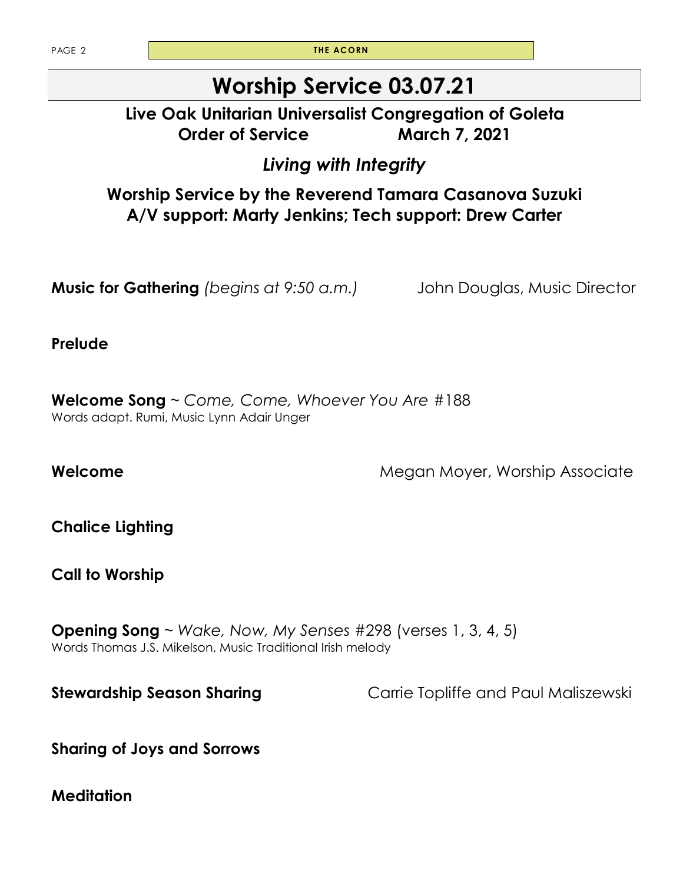# Worship Service 03.07.21

## Live Oak Unitarian Universalist Congregation of Goleta
## Order of Service March 7, 2021

## *Living with Integrity*

### Worship Service by the Reverend Tamara Casanova Suzuki
### A/V support: Marty Jenkins; Tech support: Drew Carter

**Music for Gathering** *(begins at 9:50 a.m.)* John Douglas, Music Director

**Prelude**

**Welcome Song** ~ *Come, Come, Whoever You Are* #188
Words adapt. Rumi, Music Lynn Adair Unger

**Welcome** Megan Moyer, Worship Associate

**Chalice Lighting**

**Call to Worship**

**Opening Song** ~ *Wake, Now, My Senses* #298 (verses 1, 3, 4, 5)
Words Thomas J.S. Mikelson, Music Traditional Irish melody

**Stewardship Season Sharing** Carrie Topliffe and Paul Maliszewski

**Sharing of Joys and Sorrows**

**Meditation**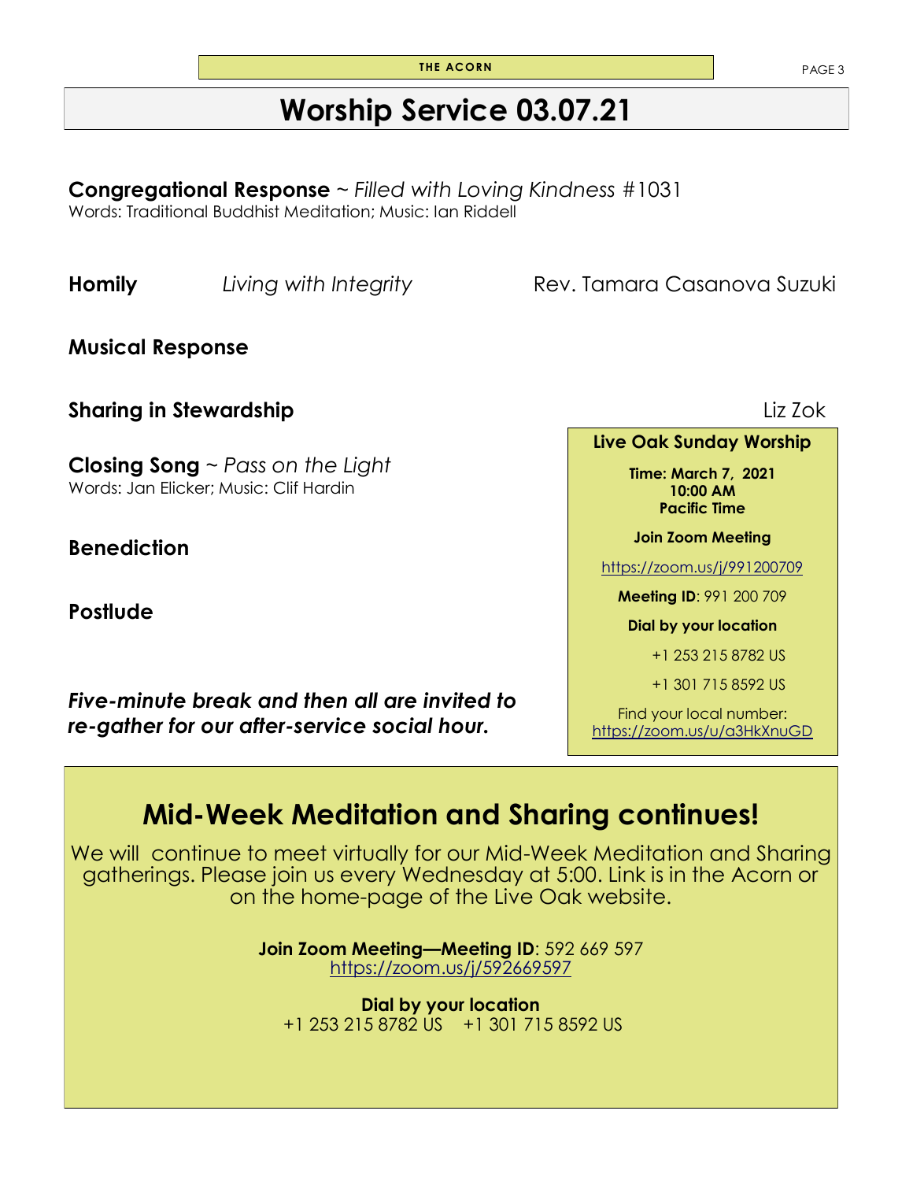# Worship Service 03.07.21

**Congregational Response** ~ *Filled with Loving Kindness* #1031
Words: Traditional Buddhist Meditation; Music: Ian Riddell

**Homily** *Living with Integrity* Rev. Tamara Casanova Suzuki

**Musical Response**

**Sharing in Stewardship** Liz Zok

**Closing Song** ~ *Pass on the Light*
Words: Jan Elicker; Music: Clif Hardin

**Benediction**

**Postlude**

***Five-minute break and then all are invited to re-gather for our after-service social hour.***

**Live Oak Sunday Worship**

**Time: March 7, 2021**
**10:00 AM**
**Pacific Time**

**Join Zoom Meeting**

https://zoom.us/j/991200709

**Meeting ID**: 991 200 709

**Dial by your location**

+1 253 215 8782 US

+1 301 715 8592 US

Find your local number:
https://zoom.us/u/a3HkXnuGD

## Mid-Week Meditation and Sharing continues!

We will continue to meet virtually for our Mid-Week Meditation and Sharing gatherings. Please join us every Wednesday at 5:00. Link is in the Acorn or on the home-page of the Live Oak website.

**Join Zoom Meeting—Meeting ID**: 592 669 597
https://zoom.us/j/592669597

**Dial by your location**
+1 253 215 8782 US +1 301 715 8592 US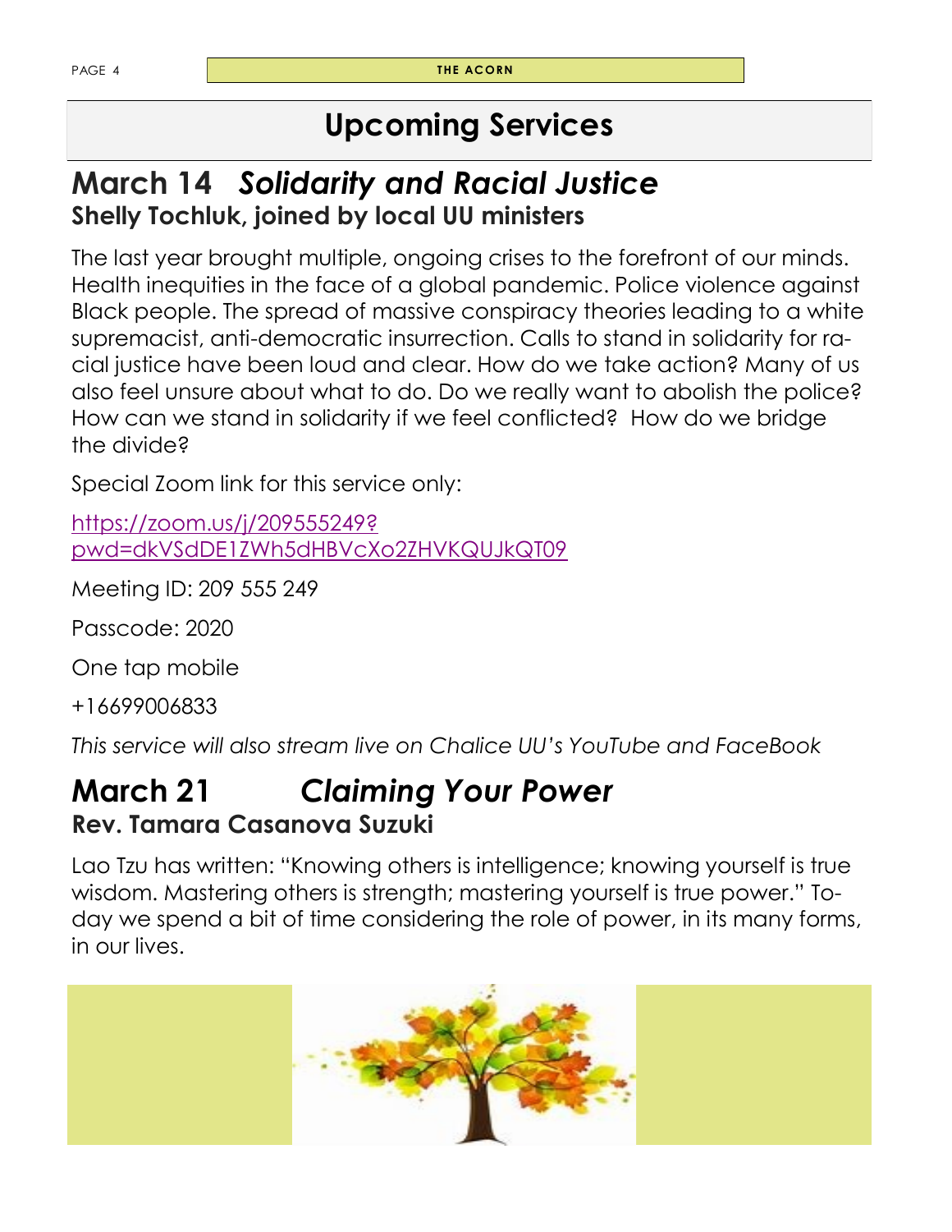# Upcoming Services

## March 14 *Solidarity and Racial Justice*

### Shelly Tochluk, joined by local UU ministers

The last year brought multiple, ongoing crises to the forefront of our minds. Health inequities in the face of a global pandemic. Police violence against Black people. The spread of massive conspiracy theories leading to a white supremacist, anti-democratic insurrection. Calls to stand in solidarity for racial justice have been loud and clear. How do we take action? Many of us also feel unsure about what to do. Do we really want to abolish the police? How can we stand in solidarity if we feel conflicted? How do we bridge the divide?

Special Zoom link for this service only:

https://zoom.us/j/209555249?pwd=dkVSdDE1ZWh5dHBVcXo2ZHVKQUJkQT09

Meeting ID: 209 555 249

Passcode: 2020

One tap mobile

+16699006833

*This service will also stream live on Chalice UU's YouTube and FaceBook*

## March 21 *Claiming Your Power*

### Rev. Tamara Casanova Suzuki

Lao Tzu has written: "Knowing others is intelligence; knowing yourself is true wisdom. Mastering others is strength; mastering yourself is true power." Today we spend a bit of time considering the role of power, in its many forms, in our lives.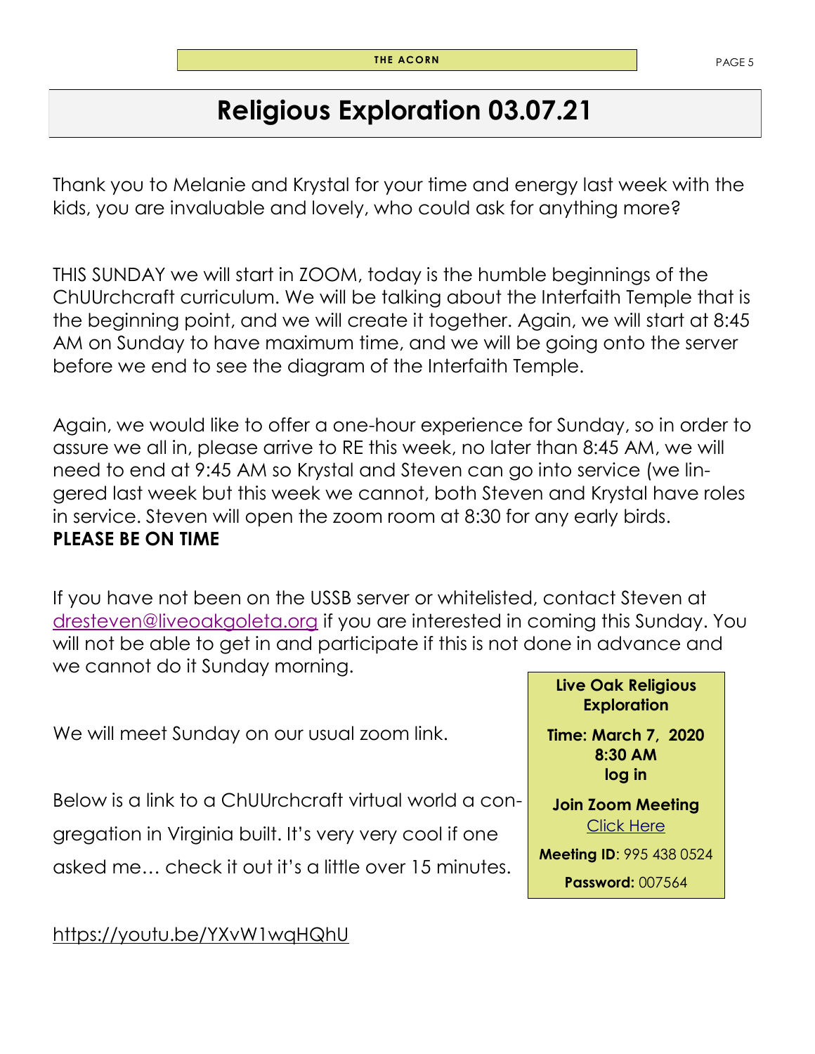# Religious Exploration 03.07.21

Thank you to Melanie and Krystal for your time and energy last week with the kids, you are invaluable and lovely, who could ask for anything more?

THIS SUNDAY we will start in ZOOM, today is the humble beginnings of the ChUUrchcraft curriculum. We will be talking about the Interfaith Temple that is the beginning point, and we will create it together. Again, we will start at 8:45 AM on Sunday to have maximum time, and we will be going onto the server before we end to see the diagram of the Interfaith Temple.

Again, we would like to offer a one-hour experience for Sunday, so in order to assure we all in, please arrive to RE this week, no later than 8:45 AM, we will need to end at 9:45 AM so Krystal and Steven can go into service (we lingered last week but this week we cannot, both Steven and Krystal have roles in service. Steven will open the zoom room at 8:30 for any early birds. **PLEASE BE ON TIME**

If you have not been on the USSB server or whitelisted, contact Steven at dresteven@liveoakgoleta.org if you are interested in coming this Sunday. You will not be able to get in and participate if this is not done in advance and we cannot do it Sunday morning.

We will meet Sunday on our usual zoom link.

Below is a link to a ChUUrchcraft virtual world a congregation in Virginia built. It's very very cool if one asked me… check it out it's a little over 15 minutes.

https://youtu.be/YXvW1wqHQhU

**Live Oak Religious Exploration**

**Time: March 7, 2020 8:30 AM log in**

**Join Zoom Meeting**
Click Here

**Meeting ID**: 995 438 0524

**Password:** 007564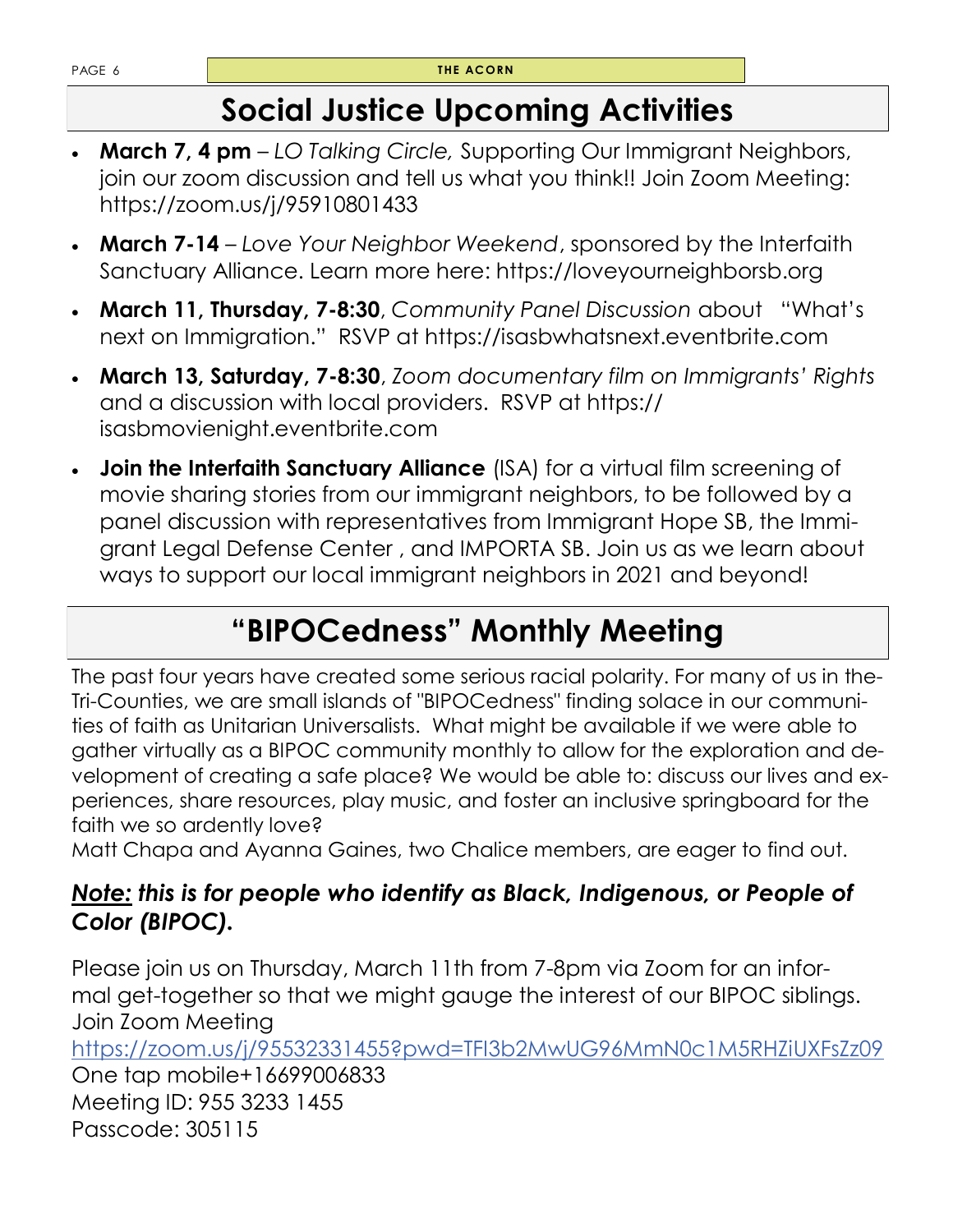## Social Justice Upcoming Activities

- **March 7, 4 pm** – *LO Talking Circle,* Supporting Our Immigrant Neighbors, join our zoom discussion and tell us what you think!! Join Zoom Meeting: https://zoom.us/j/95910801433
- **March 7-14** – *Love Your Neighbor Weekend*, sponsored by the Interfaith Sanctuary Alliance. Learn more here: https://loveyourneighborsb.org
- **March 11, Thursday, 7-8:30**, *Community Panel Discussion* about "What's next on Immigration." RSVP at https://isasbwhatsnext.eventbrite.com
- **March 13, Saturday, 7-8:30**, *Zoom documentary film on Immigrants' Rights* and a discussion with local providers. RSVP at https://isasbmovienight.eventbrite.com
- **Join the Interfaith Sanctuary Alliance** (ISA) for a virtual film screening of movie sharing stories from our immigrant neighbors, to be followed by a panel discussion with representatives from Immigrant Hope SB, the Immigrant Legal Defense Center , and IMPORTA SB. Join us as we learn about ways to support our local immigrant neighbors in 2021 and beyond!

## "BIPOCedness" Monthly Meeting

The past four years have created some serious racial polarity. For many of us in the-Tri-Counties, we are small islands of "BIPOCedness" finding solace in our communities of faith as Unitarian Universalists. What might be available if we were able to gather virtually as a BIPOC community monthly to allow for the exploration and development of creating a safe place? We would be able to: discuss our lives and experiences, share resources, play music, and foster an inclusive springboard for the faith we so ardently love?
Matt Chapa and Ayanna Gaines, two Chalice members, are eager to find out.

***Note:* this is for people who identify as Black, Indigenous, or People of Color (BIPOC).**

Please join us on Thursday, March 11th from 7-8pm via Zoom for an informal get-together so that we might gauge the interest of our BIPOC siblings.
Join Zoom Meeting
https://zoom.us/j/95532331455?pwd=TFI3b2MwUG96MmN0c1M5RHZiUXFsZz09
One tap mobile+16699006833
Meeting ID: 955 3233 1455
Passcode: 305115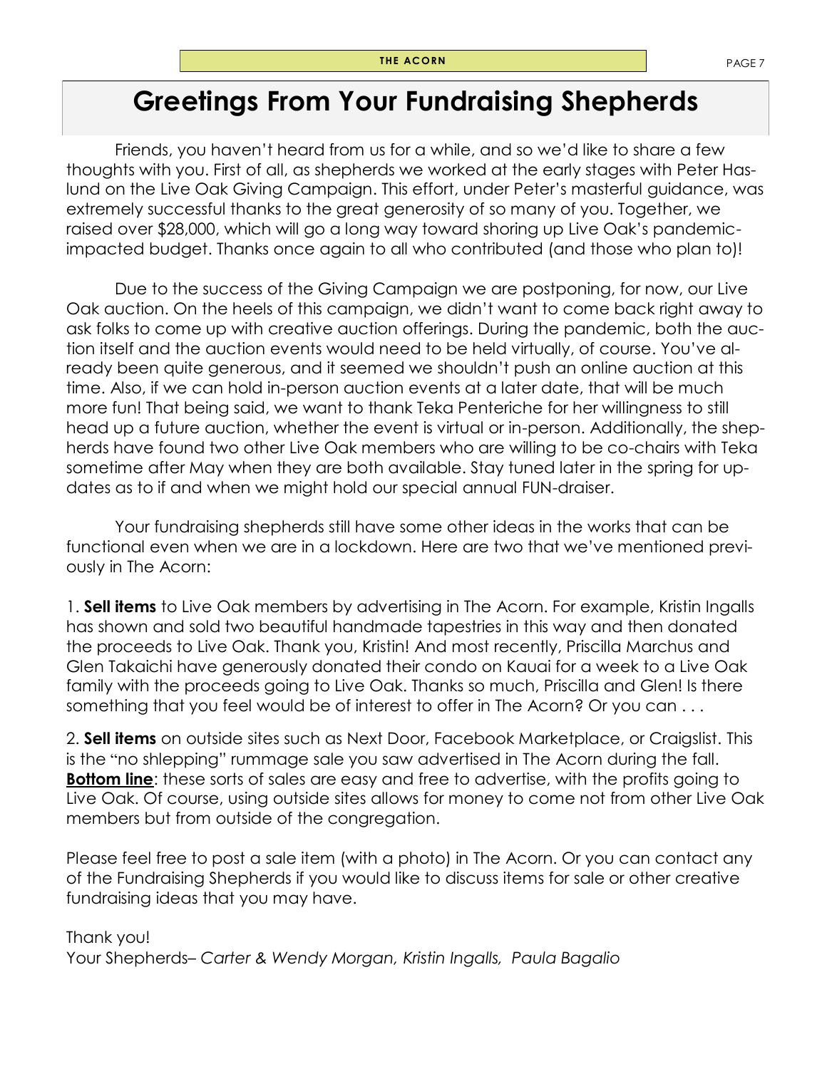# Greetings From Your Fundraising Shepherds

Friends, you haven't heard from us for a while, and so we'd like to share a few thoughts with you. First of all, as shepherds we worked at the early stages with Peter Haslund on the Live Oak Giving Campaign. This effort, under Peter's masterful guidance, was extremely successful thanks to the great generosity of so many of you. Together, we raised over $28,000, which will go a long way toward shoring up Live Oak's pandemic-impacted budget. Thanks once again to all who contributed (and those who plan to)!

Due to the success of the Giving Campaign we are postponing, for now, our Live Oak auction. On the heels of this campaign, we didn't want to come back right away to ask folks to come up with creative auction offerings. During the pandemic, both the auction itself and the auction events would need to be held virtually, of course. You've already been quite generous, and it seemed we shouldn't push an online auction at this time. Also, if we can hold in-person auction events at a later date, that will be much more fun! That being said, we want to thank Teka Pentericheh for her willingness to still head up a future auction, whether the event is virtual or in-person. Additionally, the shepherds have found two other Live Oak members who are willing to be co-chairs with Teka sometime after May when they are both available. Stay tuned later in the spring for updates as to if and when we might hold our special annual FUN-draiser.

Your fundraising shepherds still have some other ideas in the works that can be functional even when we are in a lockdown. Here are two that we've mentioned previously in The Acorn:

1. **Sell items** to Live Oak members by advertising in The Acorn. For example, Kristin Ingalls has shown and sold two beautiful handmade tapestries in this way and then donated the proceeds to Live Oak. Thank you, Kristin! And most recently, Priscilla Marchus and Glen Takaichi have generously donated their condo on Kauai for a week to a Live Oak family with the proceeds going to Live Oak. Thanks so much, Priscilla and Glen! Is there something that you feel would be of interest to offer in The Acorn? Or you can . . .

2. **Sell items** on outside sites such as Next Door, Facebook Marketplace, or Craigslist. This is the "no shlepping" rummage sale you saw advertised in The Acorn during the fall. **Bottom line**: these sorts of sales are easy and free to advertise, with the profits going to Live Oak. Of course, using outside sites allows for money to come not from other Live Oak members but from outside of the congregation.

Please feel free to post a sale item (with a photo) in The Acorn. Or you can contact any of the Fundraising Shepherds if you would like to discuss items for sale or other creative fundraising ideas that you may have.

Thank you!
Your Shepherds– *Carter & Wendy Morgan, Kristin Ingalls, Paula Bagalio*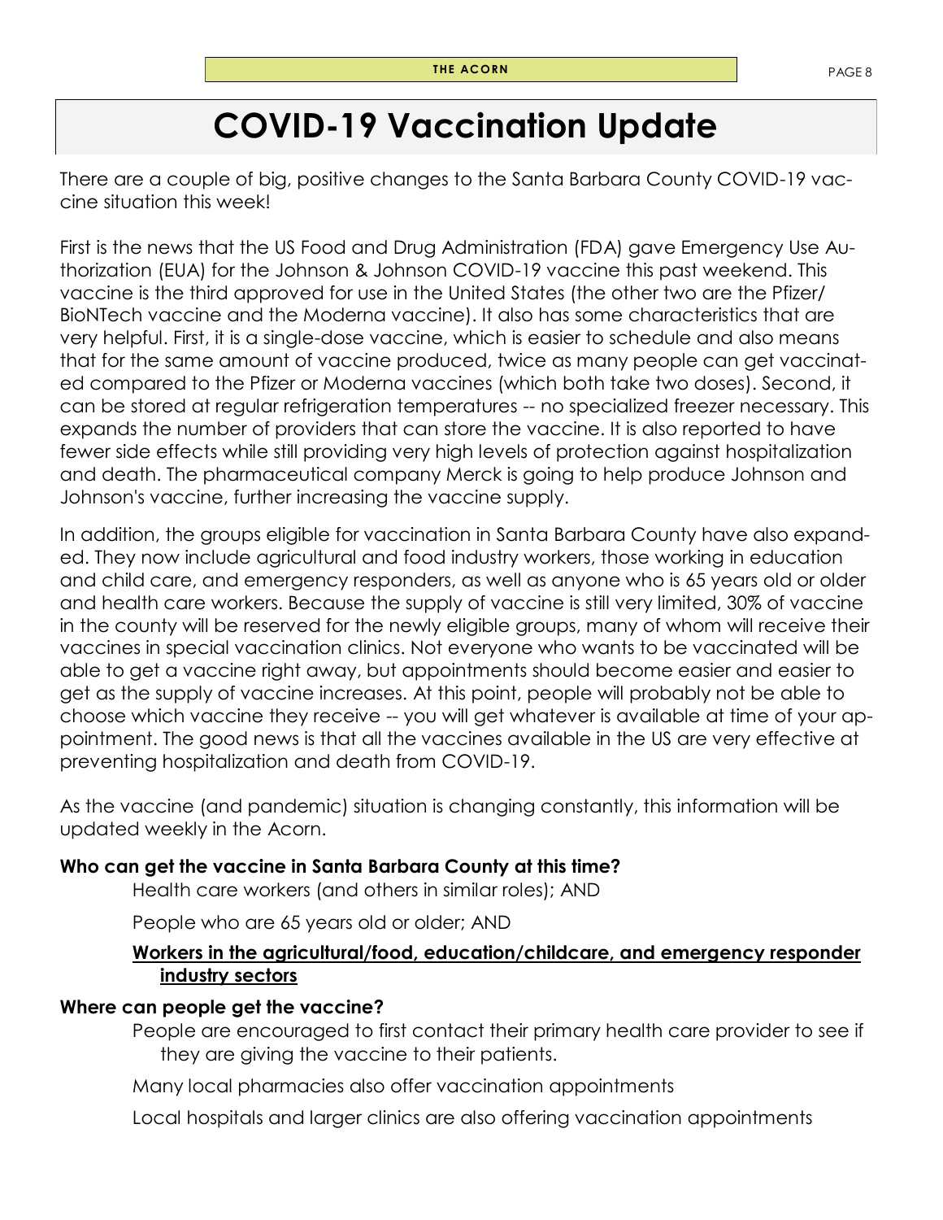# COVID-19 Vaccination Update

There are a couple of big, positive changes to the Santa Barbara County COVID-19 vaccine situation this week!

First is the news that the US Food and Drug Administration (FDA) gave Emergency Use Authorization (EUA) for the Johnson & Johnson COVID-19 vaccine this past weekend. This vaccine is the third approved for use in the United States (the other two are the Pfizer/BioNTech vaccine and the Moderna vaccine). It also has some characteristics that are very helpful. First, it is a single-dose vaccine, which is easier to schedule and also means that for the same amount of vaccine produced, twice as many people can get vaccinated compared to the Pfizer or Moderna vaccines (which both take two doses). Second, it can be stored at regular refrigeration temperatures -- no specialized freezer necessary. This expands the number of providers that can store the vaccine. It is also reported to have fewer side effects while still providing very high levels of protection against hospitalization and death. The pharmaceutical company Merck is going to help produce Johnson and Johnson's vaccine, further increasing the vaccine supply.

In addition, the groups eligible for vaccination in Santa Barbara County have also expanded. They now include agricultural and food industry workers, those working in education and child care, and emergency responders, as well as anyone who is 65 years old or older and health care workers. Because the supply of vaccine is still very limited, 30% of vaccine in the county will be reserved for the newly eligible groups, many of whom will receive their vaccines in special vaccination clinics. Not everyone who wants to be vaccinated will be able to get a vaccine right away, but appointments should become easier and easier to get as the supply of vaccine increases. At this point, people will probably not be able to choose which vaccine they receive -- you will get whatever is available at time of your appointment. The good news is that all the vaccines available in the US are very effective at preventing hospitalization and death from COVID-19.

As the vaccine (and pandemic) situation is changing constantly, this information will be updated weekly in the Acorn.

**Who can get the vaccine in Santa Barbara County at this time?**

- Health care workers (and others in similar roles); AND
- People who are 65 years old or older; AND
- **Workers in the agricultural/food, education/childcare, and emergency responder industry sectors**

**Where can people get the vaccine?**

- People are encouraged to first contact their primary health care provider to see if they are giving the vaccine to their patients.
- Many local pharmacies also offer vaccination appointments
- Local hospitals and larger clinics are also offering vaccination appointments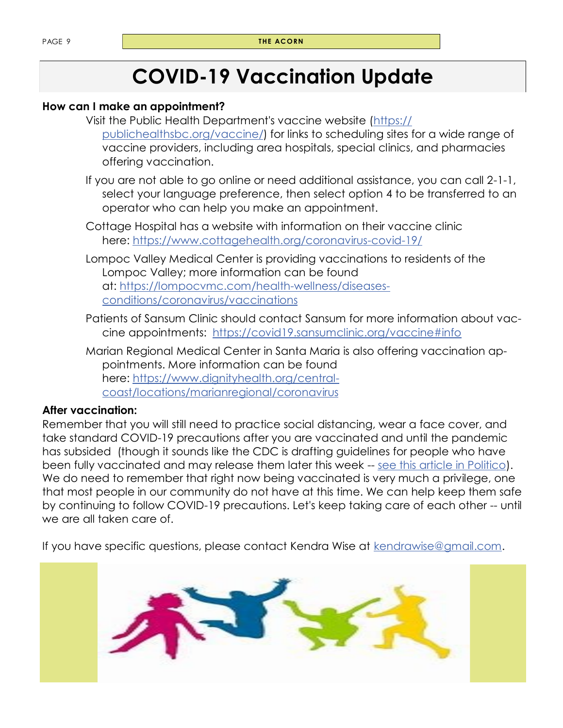# COVID-19 Vaccination Update

**How can I make an appointment?**

Visit the Public Health Department's vaccine website (https://publichealthsbc.org/vaccine/) for links to scheduling sites for a wide range of vaccine providers, including area hospitals, special clinics, and pharmacies offering vaccination.

If you are not able to go online or need additional assistance, you can call 2-1-1, select your language preference, then select option 4 to be transferred to an operator who can help you make an appointment.

Cottage Hospital has a website with information on their vaccine clinic here: https://www.cottagehealth.org/coronavirus-covid-19/

Lompoc Valley Medical Center is providing vaccinations to residents of the Lompoc Valley; more information can be found at: https://lompocvmc.com/health-wellness/diseases-conditions/coronavirus/vaccinations

Patients of Sansum Clinic should contact Sansum for more information about vaccine appointments: https://covid19.sansumclinic.org/vaccine#info

Marian Regional Medical Center in Santa Maria is also offering vaccination appointments. More information can be found here: https://www.dignityhealth.org/central-coast/locations/marianregional/coronavirus

**After vaccination:**

Remember that you will still need to practice social distancing, wear a face cover, and take standard COVID-19 precautions after you are vaccinated and until the pandemic has subsided (though it sounds like the CDC is drafting guidelines for people who have been fully vaccinated and may release them later this week -- see this article in Politico). We do need to remember that right now being vaccinated is very much a privilege, one that most people in our community do not have at this time. We can help keep them safe by continuing to follow COVID-19 precautions. Let's keep taking care of each other -- until we are all taken care of.

If you have specific questions, please contact Kendra Wise at kendrawise@gmail.com.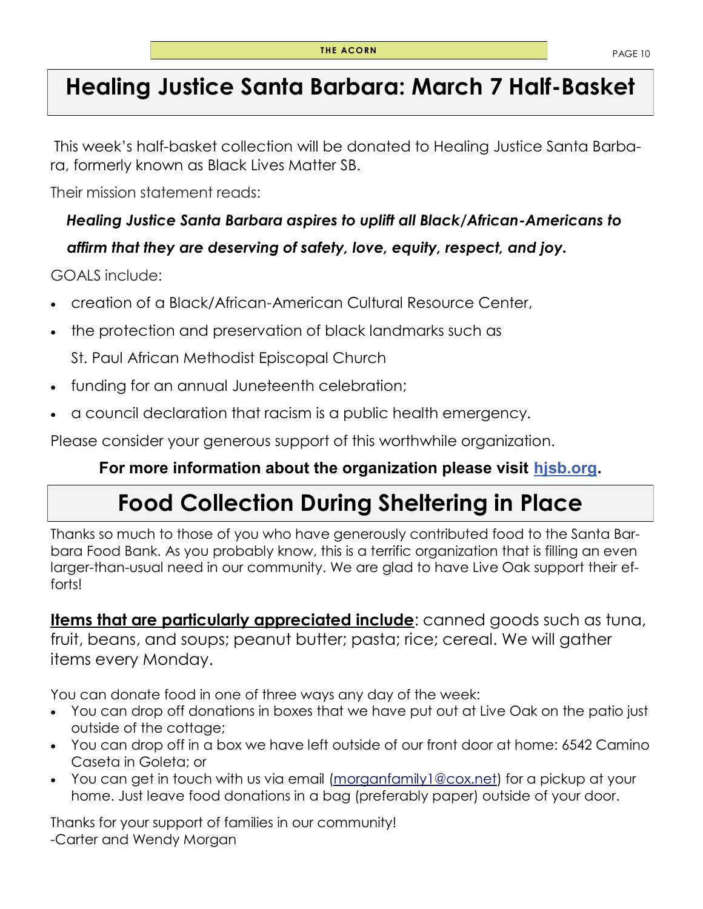# Healing Justice Santa Barbara: March 7 Half-Basket

This week's half-basket collection will be donated to Healing Justice Santa Barbara, formerly known as Black Lives Matter SB.

Their mission statement reads:

***Healing Justice Santa Barbara aspires to uplift all Black/African-Americans to affirm that they are deserving of safety, love, equity, respect, and joy.***

GOALS include:

- creation of a Black/African-American Cultural Resource Center,
- the protection and preservation of black landmarks such as St. Paul African Methodist Episcopal Church
- funding for an annual Juneteenth celebration;
- a council declaration that racism is a public health emergency.

Please consider your generous support of this worthwhile organization.

**For more information about the organization please visit [hjsb.org](hjsb.org).**

# Food Collection During Sheltering in Place

Thanks so much to those of you who have generously contributed food to the Santa Barbara Food Bank. As you probably know, this is a terrific organization that is filling an even larger-than-usual need in our community. We are glad to have Live Oak support their efforts!

**Items that are particularly appreciated include**: canned goods such as tuna, fruit, beans, and soups; peanut butter; pasta; rice; cereal. We will gather items every Monday.

You can donate food in one of three ways any day of the week:

- You can drop off donations in boxes that we have put out at Live Oak on the patio just outside of the cottage;
- You can drop off in a box we have left outside of our front door at home: 6542 Camino Caseta in Goleta; or
- You can get in touch with us via email ([morganfamily1@cox.net](mailto:morganfamily1@cox.net)) for a pickup at your home. Just leave food donations in a bag (preferably paper) outside of your door.

Thanks for your support of families in our community!
-Carter and Wendy Morgan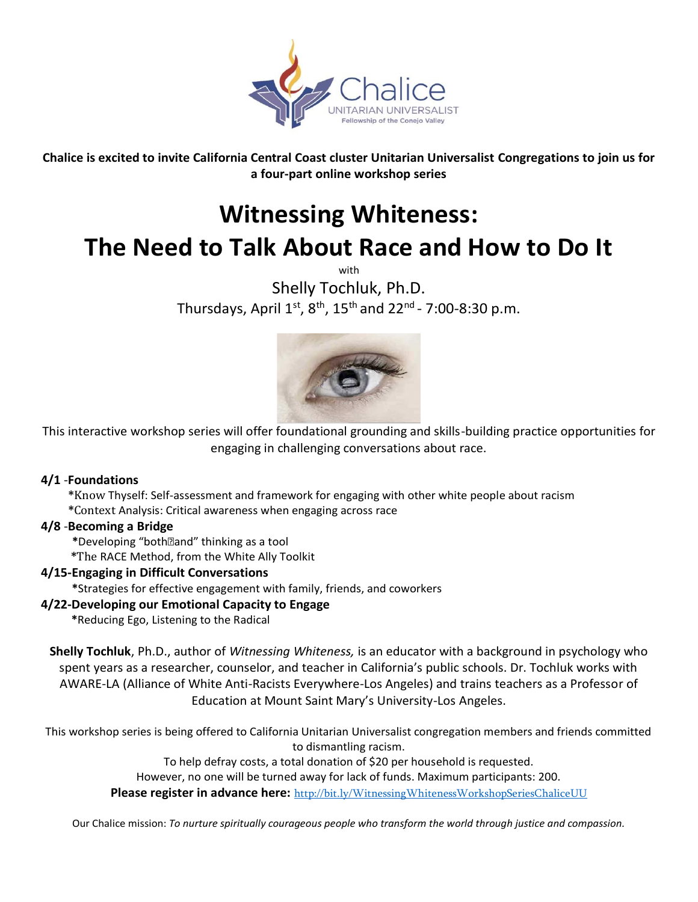Chalice

UNITARIAN UNIVERSALIST

Fellowship of the Conejo Valley

**Chalice is excited to invite California Central Coast cluster Unitarian Universalist Congregations to join us for a four-part online workshop series**

# Witnessing Whiteness: The Need to Talk About Race and How to Do It

with

Shelly Tochluk, Ph.D.

Thursdays, April 1st, 8th, 15th and 22nd - 7:00-8:30 p.m.

This interactive workshop series will offer foundational grounding and skills-building practice opportunities for engaging in challenging conversations about race.

**4/1 -Foundations**

*Know Thyself: Self-assessment and framework for engaging with other white people about racism
*Context Analysis: Critical awareness when engaging across race

**4/8 -Becoming a Bridge**

*Developing "both-and" thinking as a tool
*The RACE Method, from the White Ally Toolkit

**4/15-Engaging in Difficult Conversations**

*Strategies for effective engagement with family, friends, and coworkers

**4/22-Developing our Emotional Capacity to Engage**

*Reducing Ego, Listening to the Radical

**Shelly Tochluk**, Ph.D., author of *Witnessing Whiteness,* is an educator with a background in psychology who spent years as a researcher, counselor, and teacher in California's public schools. Dr. Tochluk works with AWARE-LA (Alliance of White Anti-Racists Everywhere-Los Angeles) and trains teachers as a Professor of Education at Mount Saint Mary's University-Los Angeles.

This workshop series is being offered to California Unitarian Universalist congregation members and friends committed to dismantling racism.

To help defray costs, a total donation of $20 per household is requested.

However, no one will be turned away for lack of funds. Maximum participants: 200.

**Please register in advance here:** http://bit.ly/WitnessingWhitenessWorkshopSeriesChaliceUU

Our Chalice mission: *To nurture spiritually courageous people who transform the world through justice and compassion.*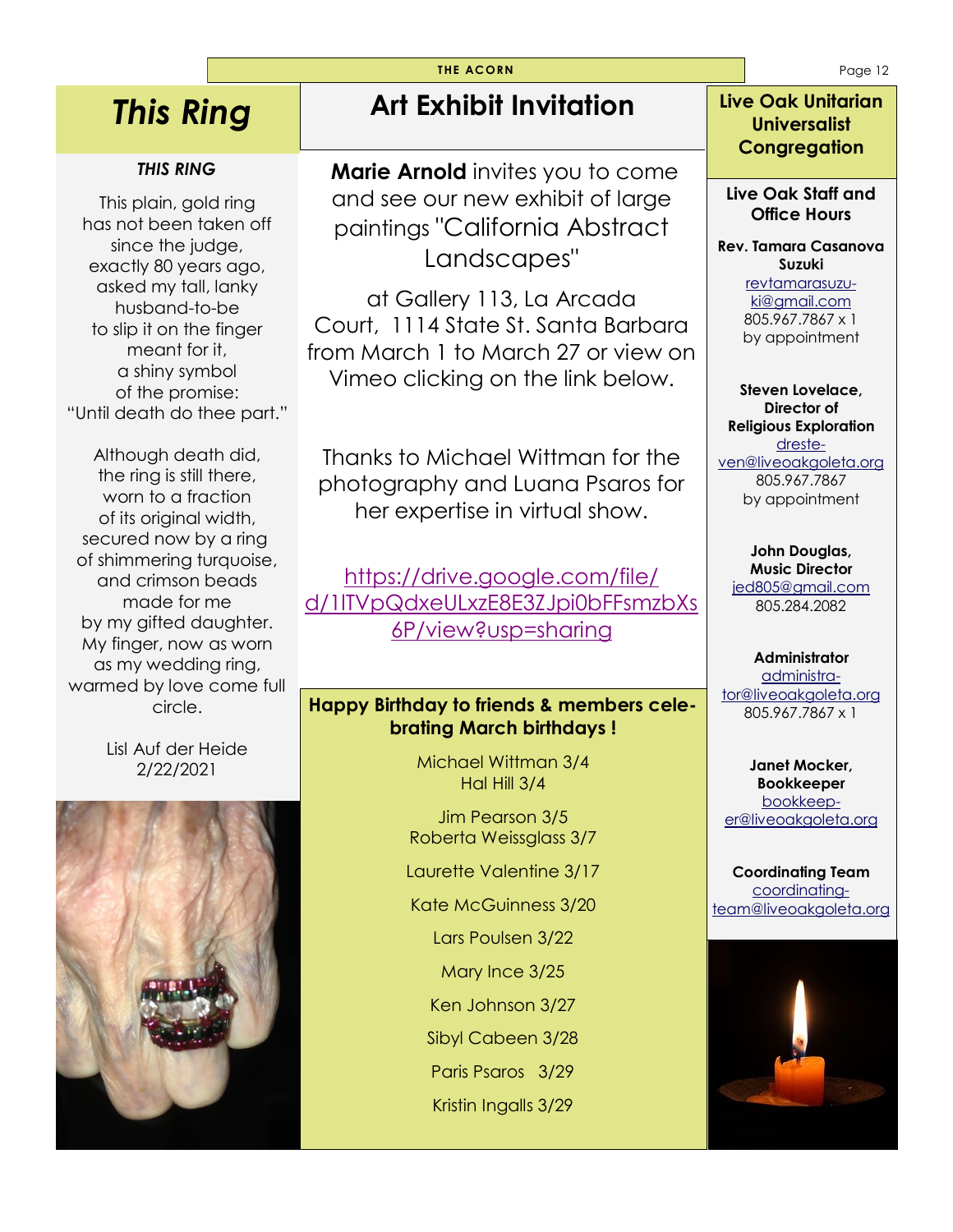# This Ring

*THIS RING*

This plain, gold ring
has not been taken off
since the judge,
exactly 80 years ago,
asked my tall, lanky
husband-to-be
to slip it on the finger
meant for it,
a shiny symbol
of the promise:
"Until death do thee part."

Although death did,
the ring is still there,
worn to a fraction
of its original width,
secured now by a ring
of shimmering turquoise,
and crimson beads
made for me
by my gifted daughter.
My finger, now as worn
as my wedding ring,
warmed by love come full
circle.

Lisl Auf der Heide
2/22/2021

# Art Exhibit Invitation

**Marie Arnold** invites you to come and see our new exhibit of large paintings "California Abstract Landscapes"

at Gallery 113, La Arcada Court, 1114 State St. Santa Barbara from March 1 to March 27 or view on Vimeo clicking on the link below.

Thanks to Michael Wittman for the photography and Luana Psaros for her expertise in virtual show.

https://drive.google.com/file/d/1ITVpQdxeULxzE8E3ZJpi0bFFsmzbXs6P/view?usp=sharing

## Happy Birthday to friends & members celebrating March birthdays !

Michael Wittman 3/4
Hal Hill 3/4

Jim Pearson 3/5
Roberta Weissglass 3/7

Laurette Valentine 3/17

Kate McGuinness 3/20

Lars Poulsen 3/22

Mary Ince 3/25

Ken Johnson 3/27

Sibyl Cabeen 3/28

Paris Psaros 3/29

Kristin Ingalls 3/29

# Live Oak Unitarian Universalist Congregation

**Live Oak Staff and Office Hours**

**Rev. Tamara Casanova Suzuki**
revtamarasuzuki@gmail.com
805.967.7867 x 1
by appointment

**Steven Lovelace, Director of Religious Exploration**
dresteven@liveoakgoleta.org
805.967.7867
by appointment

**John Douglas, Music Director**
jed805@gmail.com
805.284.2082

**Administrator**
administrator@liveoakgoleta.org
805.967.7867 x 1

**Janet Mocker, Bookkeeper**
bookkeeper@liveoakgoleta.org

**Coordinating Team**
coordinating-team@liveoakgoleta.org